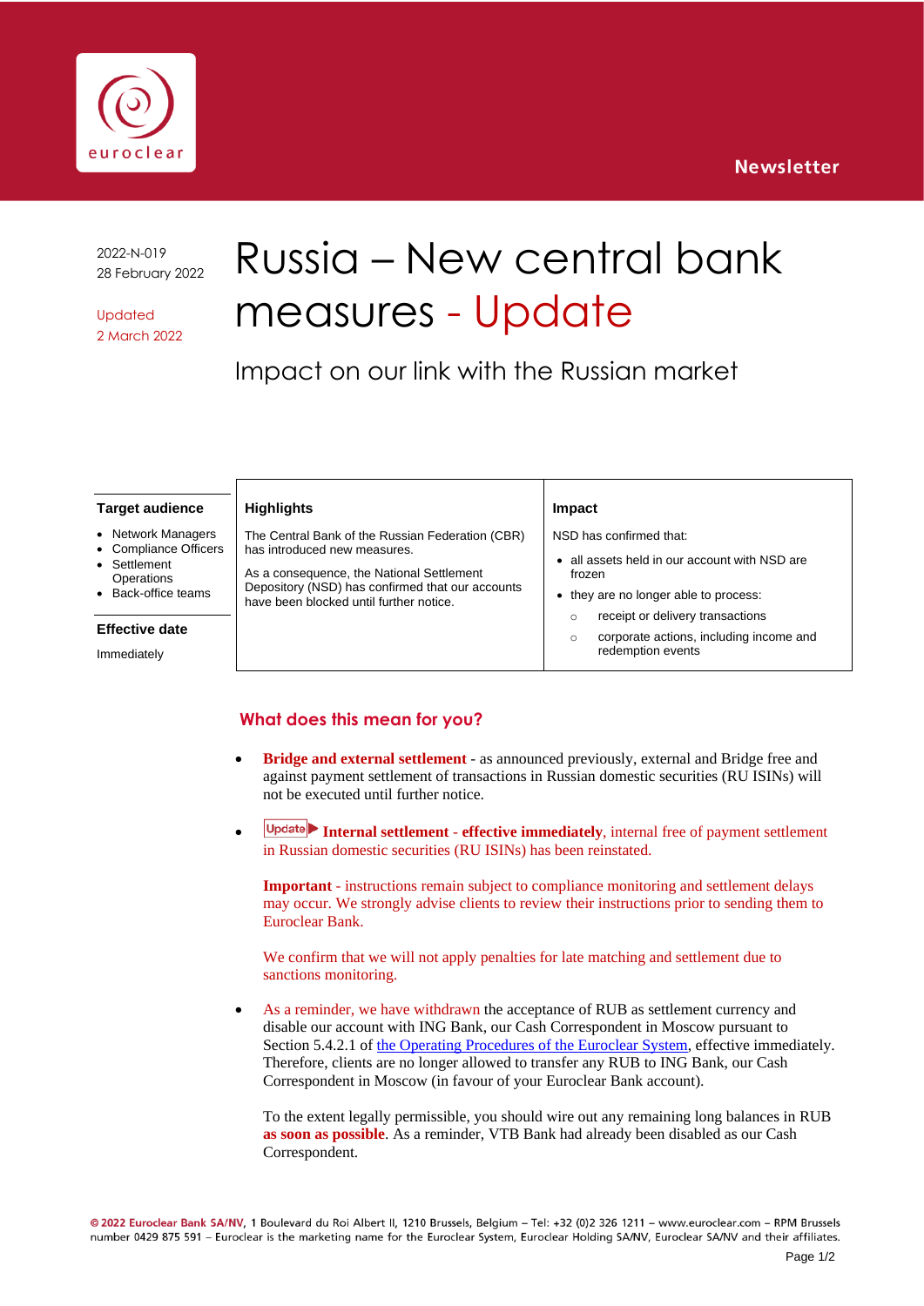Newsletter

2022-N-019
28 February 2022

Updated
2 March 2022

# Russia – New central bank measures - Update

## Impact on our link with the Russian market

**Target audience**

- Network Managers
- Compliance Officers
- Settlement Operations
- Back-office teams

**Effective date**

Immediately

**Highlights**

The Central Bank of the Russian Federation (CBR) has introduced new measures.

As a consequence, the National Settlement Depository (NSD) has confirmed that our accounts have been blocked until further notice.

**Impact**

NSD has confirmed that:

- all assets held in our account with NSD are frozen
- they are no longer able to process:
  - receipt or delivery transactions
  - corporate actions, including income and redemption events

## What does this mean for you?

- **Bridge and external settlement** - as announced previously, external and Bridge free and against payment settlement of transactions in Russian domestic securities (RU ISINs) will not be executed until further notice.

- Update **Internal settlement - effective immediately**, internal free of payment settlement in Russian domestic securities (RU ISINs) has been reinstated.

  **Important** - instructions remain subject to compliance monitoring and settlement delays may occur. We strongly advise clients to review their instructions prior to sending them to Euroclear Bank.

  We confirm that we will not apply penalties for late matching and settlement due to sanctions monitoring.

- As a reminder, we have withdrawn the acceptance of RUB as settlement currency and disable our account with ING Bank, our Cash Correspondent in Moscow pursuant to Section 5.4.2.1 of the Operating Procedures of the Euroclear System, effective immediately. Therefore, clients are no longer allowed to transfer any RUB to ING Bank, our Cash Correspondent in Moscow (in favour of your Euroclear Bank account).

  To the extent legally permissible, you should wire out any remaining long balances in RUB **as soon as possible**. As a reminder, VTB Bank had already been disabled as our Cash Correspondent.

© 2022 Euroclear Bank SA/NV, 1 Boulevard du Roi Albert II, 1210 Brussels, Belgium – Tel: +32 (0)2 326 1211 – www.euroclear.com – RPM Brussels number 0429 875 591 – Euroclear is the marketing name for the Euroclear System, Euroclear Holding SA/NV, Euroclear SA/NV and their affiliates.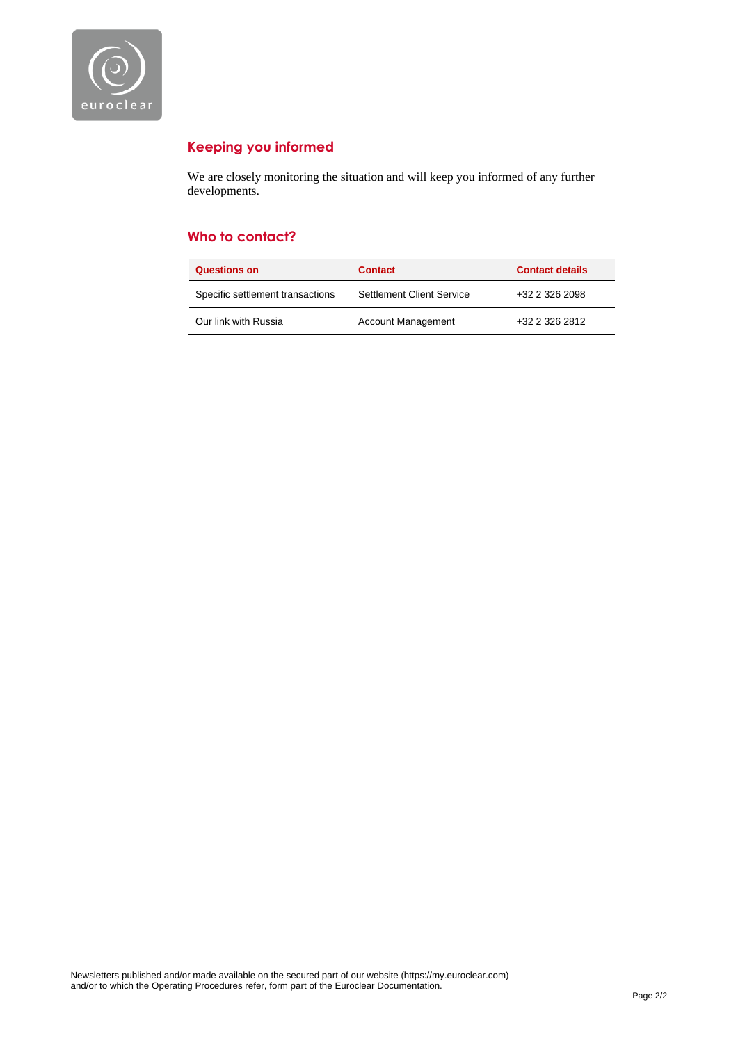## Keeping you informed

We are closely monitoring the situation and will keep you informed of any further developments.

## Who to contact?

| Questions on | Contact | Contact details |
|---|---|---|
| Specific settlement transactions | Settlement Client Service | +32 2 326 2098 |
| Our link with Russia | Account Management | +32 2 326 2812 |

Newsletters published and/or made available on the secured part of our website (https://my.euroclear.com) and/or to which the Operating Procedures refer, form part of the Euroclear Documentation.